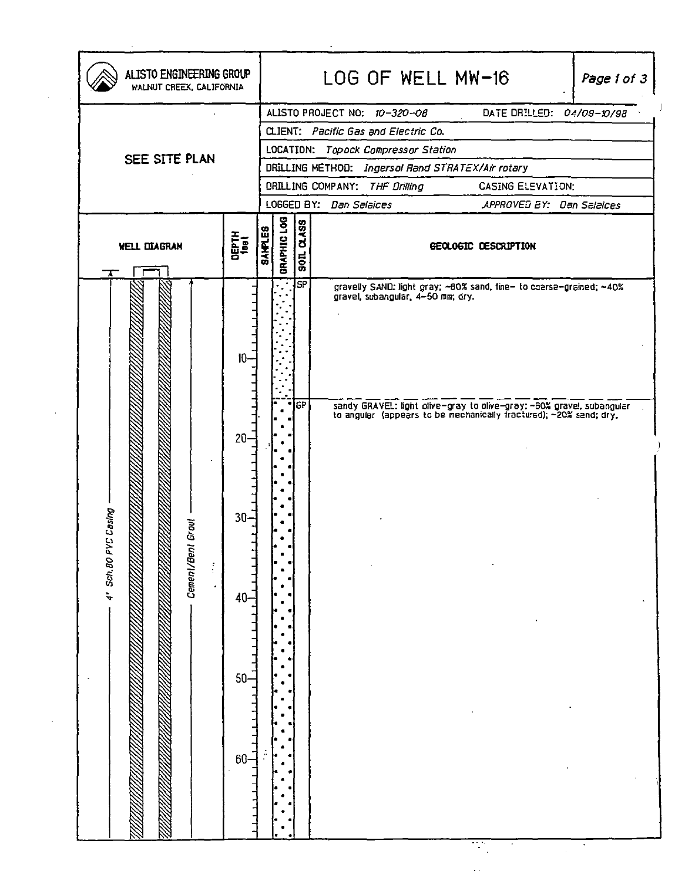# LOG OF WELL MW-16

**ALISTO ENGINEERING GROUP**
WALNUT CREEK, CALIFORNIA

SEE SITE PLAN

| | |
|---|---|
| ALISTO PROJECT NO: *10-320-08* | DATE DRILLED: *04/09-10/98* |
| CLIENT: *Pacific Gas and Electric Co.* | |
| LOCATION: *Topock Compressor Station* | |
| DRILLING METHOD: *Ingersol Rand STRATEX/Air rotary* | |
| DRILLING COMPANY: *THF Drilling* | CASING ELEVATION: |
| LOGGED BY: *Dan Salaices* | APPROVED BY: *Dan Salaices* |

| WELL DIAGRAM | DEPTH feet | SAMPLES | GRAPHIC LOG | SOIL CLASS | GEOLOGIC DESCRIPTION |
|---|---|---|---|---|---|
| 4" Sch.80 PVC Casing; Cement/Bent Grout | 0 | | | SP | gravelly SAND: light gray; ~60% sand, fine- to coarse-grained; ~40% gravel, subangular, 4-50 mm; dry. |
| | 10 | | | | |
| | ~15 | | | GP | sandy GRAVEL: light olive-gray to olive-gray; ~60% gravel, subangular to angular (appears to be mechanically fractured); ~20% sand; dry. |
| | 20 | | | | |
| | 30 | | | | |
| | 40 | | | | |
| | 50 | | | | |
| | 60 | | | | |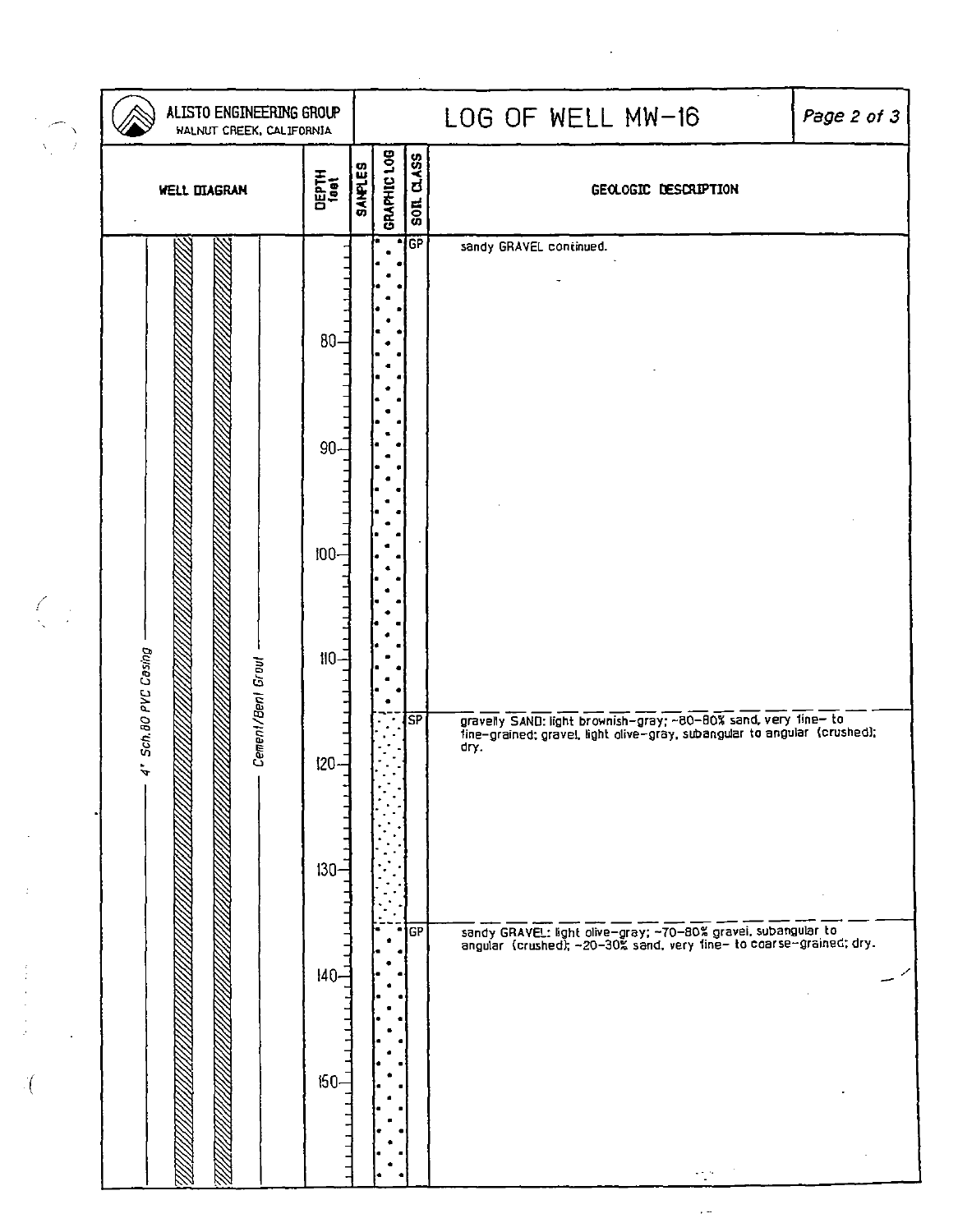# LOG OF WELL MW-16

ALISTO ENGINEERING GROUP
WALNUT CREEK, CALIFORNIA

| WELL DIAGRAM | DEPTH feet | SAMPLES | GRAPHIC LOG | SOIL CLASS | GEOLOGIC DESCRIPTION |
|---|---|---|---|---|---|
| 4" Sch.80 PVC Casing; Cement/Bent Grout | 80, 90, 100, 110 | | | GP | sandy GRAVEL continued. |
| | 120, 130 | | | SP | gravelly SAND: light brownish-gray; ~80-80% sand, very fine- to fine-grained; gravel, light olive-gray, subangular to angular (crushed); dry. |
| | 140, 150 | | | GP | sandy GRAVEL: light olive-gray; ~70-80% gravel, subangular to angular (crushed); ~20-30% sand, very fine- to coarse-grained; dry. |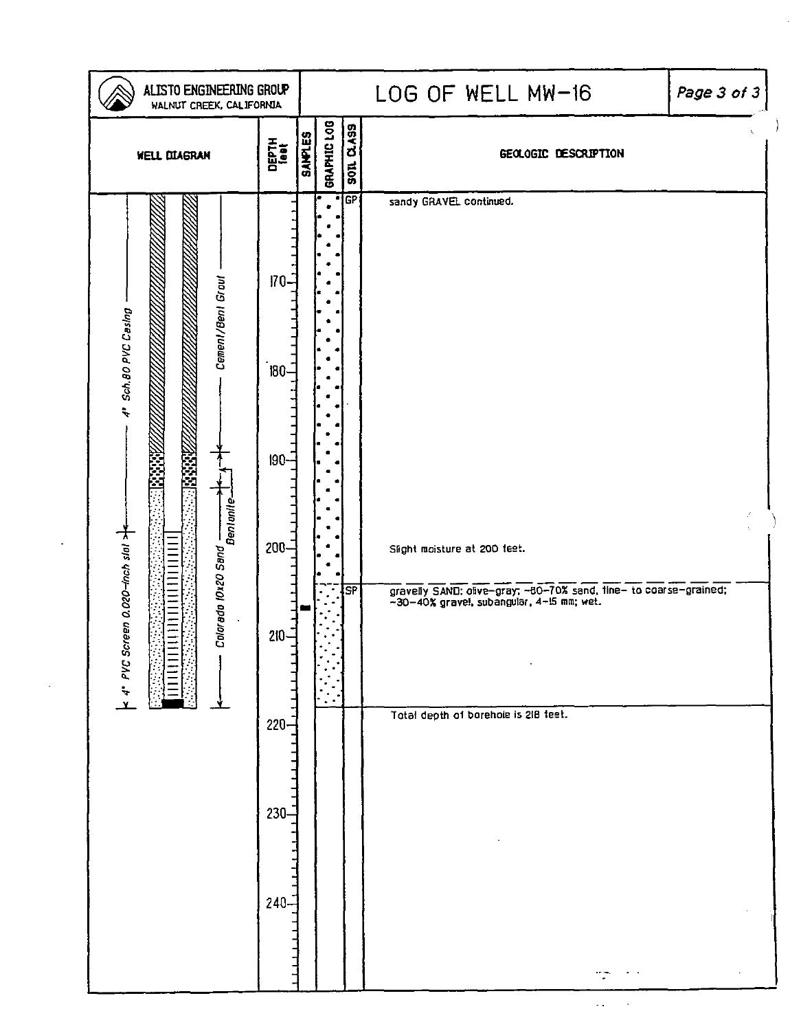# LOG OF WELL MW-16

ALISTO ENGINEERING GROUP
WALNUT CREEK, CALIFORNIA

| WELL DIAGRAM | DEPTH feet | SAMPLES | GRAPHIC LOG | SOIL CLASS | GEOLOGIC DESCRIPTION |
|---|---|---|---|---|---|
| 4" Sch.80 PVC Casing; Cement/Bent Grout | | | | GP | sandy GRAVEL continued. |
| | 170 | | | | |
| | 180 | | | | |
| Bentonite | 190 | | | | |
| 4" PVC Screen 0.020-inch slot; Colorado 10x20 Sand | 200 | | | | Slight moisture at 200 feet. |
| | | ▬ | | SP | gravelly SAND: olive-gray; ~60-70% sand, fine- to coarse-grained; ~30-40% gravel, subangular, 4-15 mm; wet. |
| | 210 | | | | |
| | 220 | | | | Total depth of borehole is 218 feet. |
| | 230 | | | | |
| | 240 | | | | |